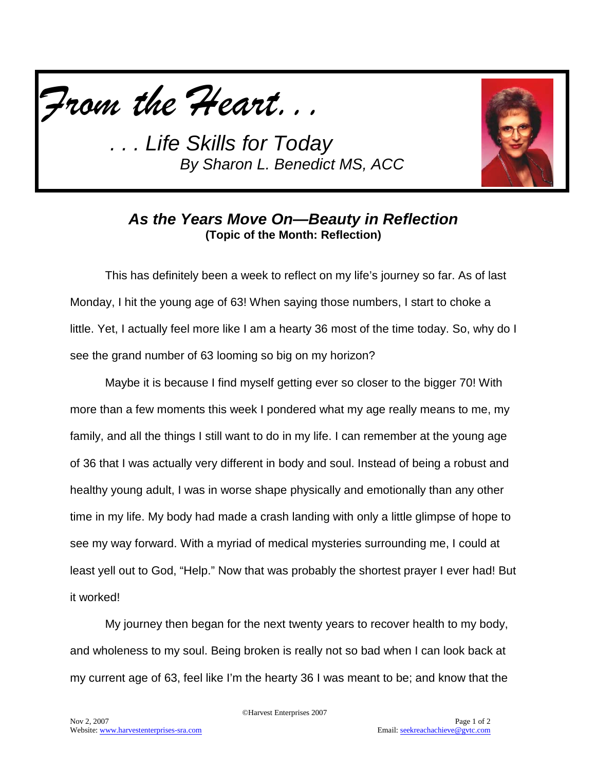*From the Heart. . .*

*. . . Life Skills for Today*
*By Sharon L. Benedict MS, ACC*

## *As the Years Move On—Beauty in Reflection*

**(Topic of the Month: Reflection)**

This has definitely been a week to reflect on my life's journey so far. As of last Monday, I hit the young age of 63! When saying those numbers, I start to choke a little. Yet, I actually feel more like I am a hearty 36 most of the time today. So, why do I see the grand number of 63 looming so big on my horizon?

Maybe it is because I find myself getting ever so closer to the bigger 70! With more than a few moments this week I pondered what my age really means to me, my family, and all the things I still want to do in my life. I can remember at the young age of 36 that I was actually very different in body and soul. Instead of being a robust and healthy young adult, I was in worse shape physically and emotionally than any other time in my life. My body had made a crash landing with only a little glimpse of hope to see my way forward. With a myriad of medical mysteries surrounding me, I could at least yell out to God, "Help." Now that was probably the shortest prayer I ever had! But it worked!

My journey then began for the next twenty years to recover health to my body, and wholeness to my soul. Being broken is really not so bad when I can look back at my current age of 63, feel like I'm the hearty 36 I was meant to be; and know that the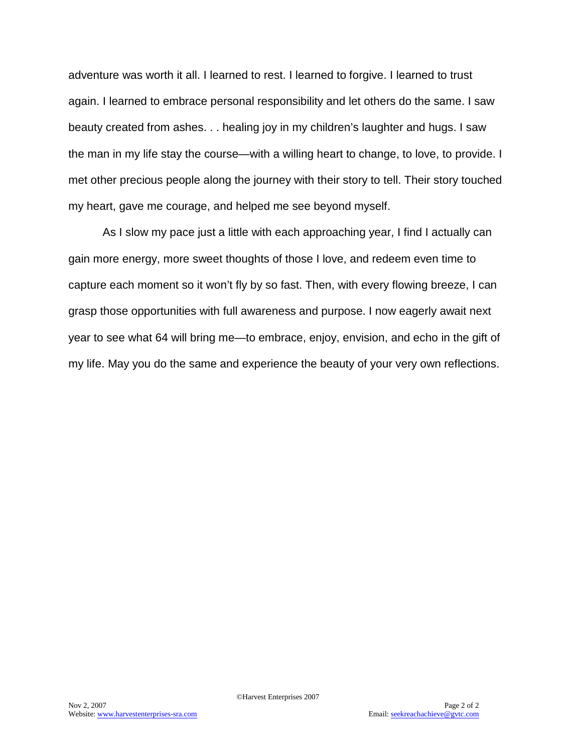adventure was worth it all. I learned to rest. I learned to forgive. I learned to trust again. I learned to embrace personal responsibility and let others do the same. I saw beauty created from ashes. . . healing joy in my children's laughter and hugs. I saw the man in my life stay the course—with a willing heart to change, to love, to provide. I met other precious people along the journey with their story to tell. Their story touched my heart, gave me courage, and helped me see beyond myself.

As I slow my pace just a little with each approaching year, I find I actually can gain more energy, more sweet thoughts of those I love, and redeem even time to capture each moment so it won't fly by so fast. Then, with every flowing breeze, I can grasp those opportunities with full awareness and purpose. I now eagerly await next year to see what 64 will bring me—to embrace, enjoy, envision, and echo in the gift of my life. May you do the same and experience the beauty of your very own reflections.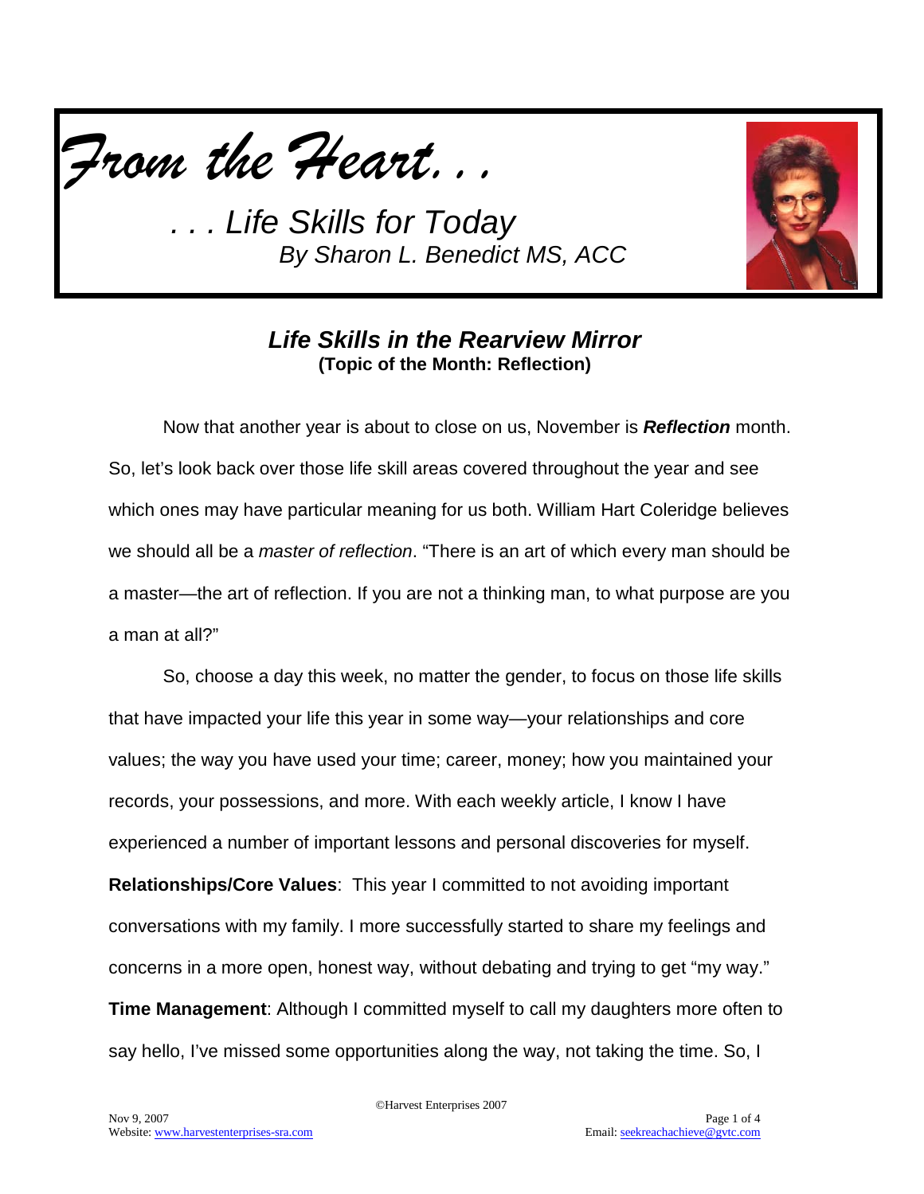*From the Heart. . .*

*. . . Life Skills for Today*
*By Sharon L. Benedict MS, ACC*

## *Life Skills in the Rearview Mirror*
**(Topic of the Month: Reflection)**

Now that another year is about to close on us, November is ***Reflection*** month. So, let's look back over those life skill areas covered throughout the year and see which ones may have particular meaning for us both. William Hart Coleridge believes we should all be a *master of reflection*. "There is an art of which every man should be a master—the art of reflection. If you are not a thinking man, to what purpose are you a man at all?"

So, choose a day this week, no matter the gender, to focus on those life skills that have impacted your life this year in some way—your relationships and core values; the way you have used your time; career, money; how you maintained your records, your possessions, and more. With each weekly article, I know I have experienced a number of important lessons and personal discoveries for myself.

**Relationships/Core Values**: This year I committed to not avoiding important conversations with my family. I more successfully started to share my feelings and concerns in a more open, honest way, without debating and trying to get "my way."

**Time Management**: Although I committed myself to call my daughters more often to say hello, I've missed some opportunities along the way, not taking the time. So, I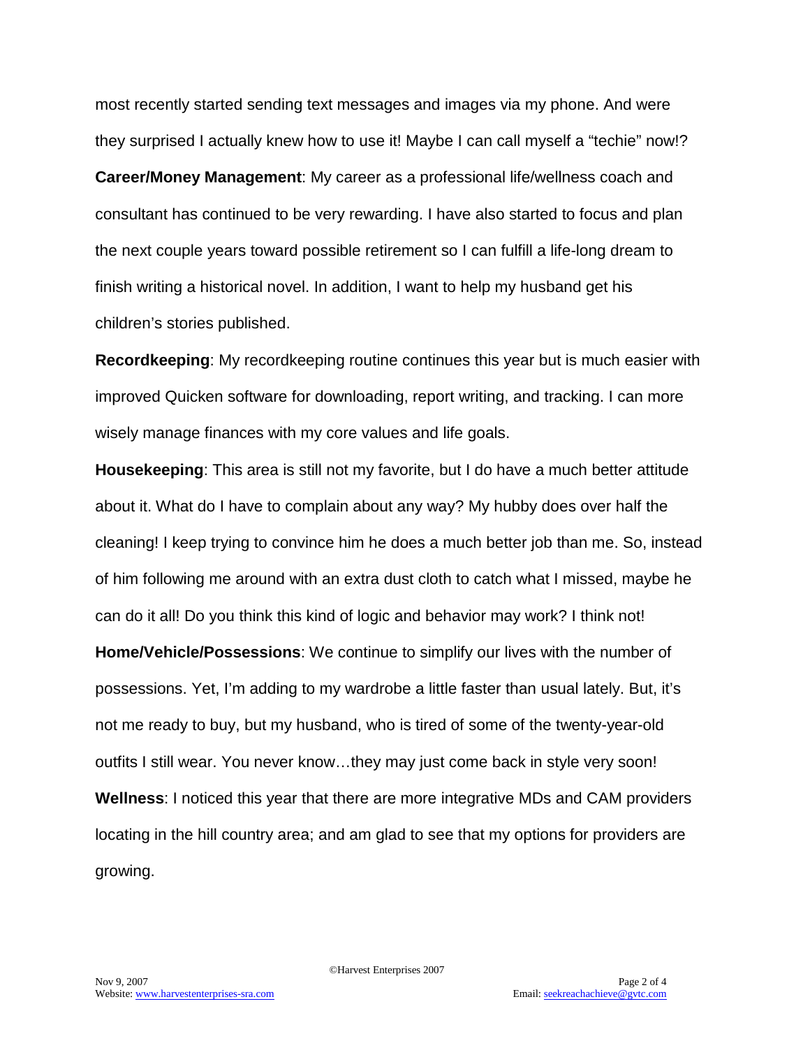most recently started sending text messages and images via my phone. And were they surprised I actually knew how to use it! Maybe I can call myself a "techie" now!?

**Career/Money Management**: My career as a professional life/wellness coach and consultant has continued to be very rewarding. I have also started to focus and plan the next couple years toward possible retirement so I can fulfill a life-long dream to finish writing a historical novel. In addition, I want to help my husband get his children's stories published.

**Recordkeeping**: My recordkeeping routine continues this year but is much easier with improved Quicken software for downloading, report writing, and tracking. I can more wisely manage finances with my core values and life goals.

**Housekeeping**: This area is still not my favorite, but I do have a much better attitude about it. What do I have to complain about any way? My hubby does over half the cleaning! I keep trying to convince him he does a much better job than me. So, instead of him following me around with an extra dust cloth to catch what I missed, maybe he can do it all! Do you think this kind of logic and behavior may work? I think not!

**Home/Vehicle/Possessions**: We continue to simplify our lives with the number of possessions. Yet, I'm adding to my wardrobe a little faster than usual lately. But, it's not me ready to buy, but my husband, who is tired of some of the twenty-year-old outfits I still wear. You never know…they may just come back in style very soon!

**Wellness**: I noticed this year that there are more integrative MDs and CAM providers locating in the hill country area; and am glad to see that my options for providers are growing.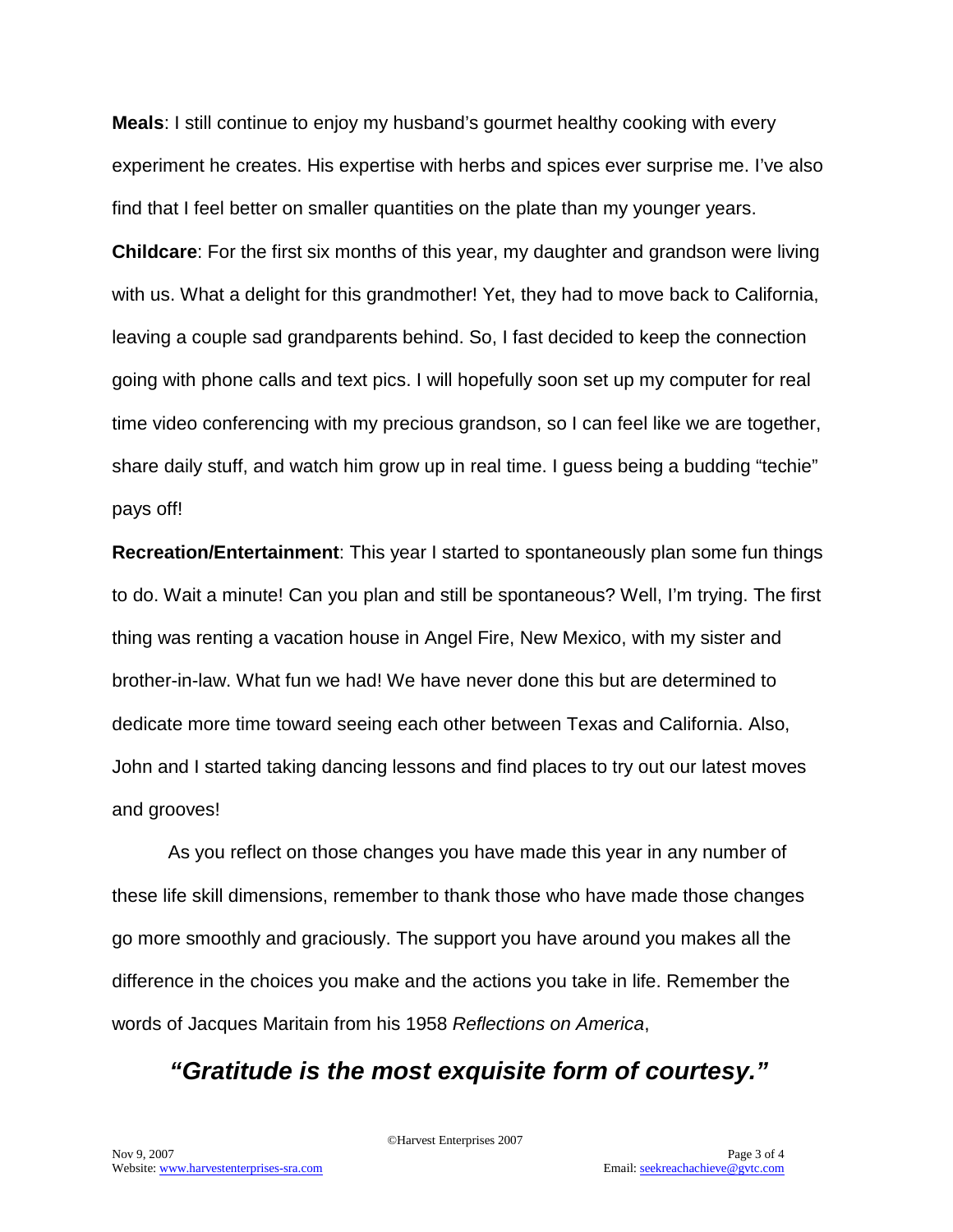**Meals**: I still continue to enjoy my husband's gourmet healthy cooking with every experiment he creates. His expertise with herbs and spices ever surprise me. I've also find that I feel better on smaller quantities on the plate than my younger years.

**Childcare**: For the first six months of this year, my daughter and grandson were living with us. What a delight for this grandmother! Yet, they had to move back to California, leaving a couple sad grandparents behind. So, I fast decided to keep the connection going with phone calls and text pics. I will hopefully soon set up my computer for real time video conferencing with my precious grandson, so I can feel like we are together, share daily stuff, and watch him grow up in real time. I guess being a budding "techie" pays off!

**Recreation/Entertainment**: This year I started to spontaneously plan some fun things to do. Wait a minute! Can you plan and still be spontaneous? Well, I'm trying. The first thing was renting a vacation house in Angel Fire, New Mexico, with my sister and brother-in-law. What fun we had! We have never done this but are determined to dedicate more time toward seeing each other between Texas and California. Also, John and I started taking dancing lessons and find places to try out our latest moves and grooves!

As you reflect on those changes you have made this year in any number of these life skill dimensions, remember to thank those who have made those changes go more smoothly and graciously. The support you have around you makes all the difference in the choices you make and the actions you take in life. Remember the words of Jacques Maritain from his 1958 *Reflections on America*,

***"Gratitude is the most exquisite form of courtesy."***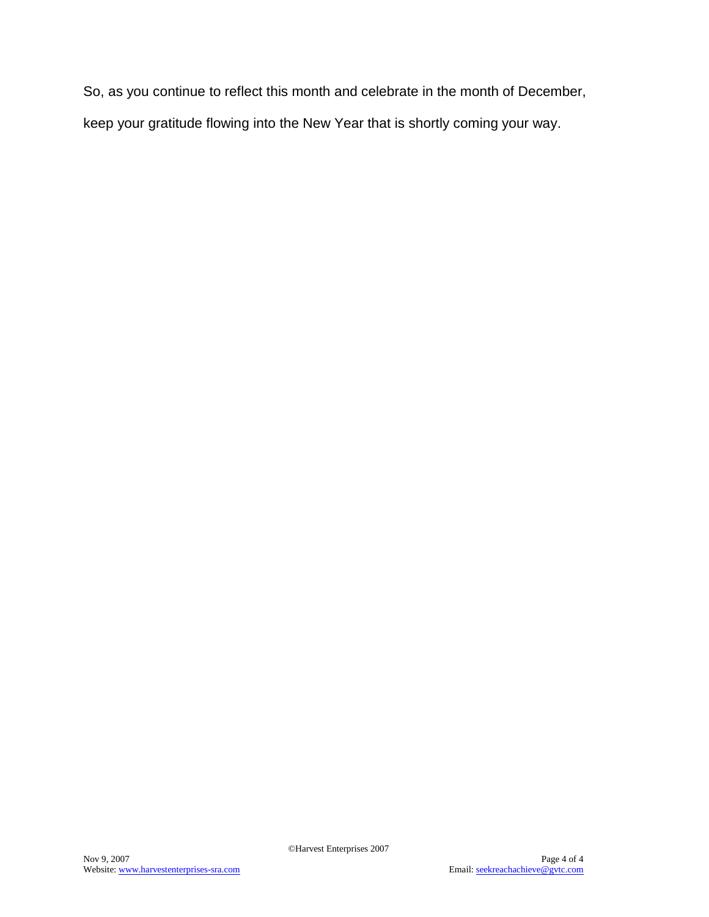So, as you continue to reflect this month and celebrate in the month of December, keep your gratitude flowing into the New Year that is shortly coming your way.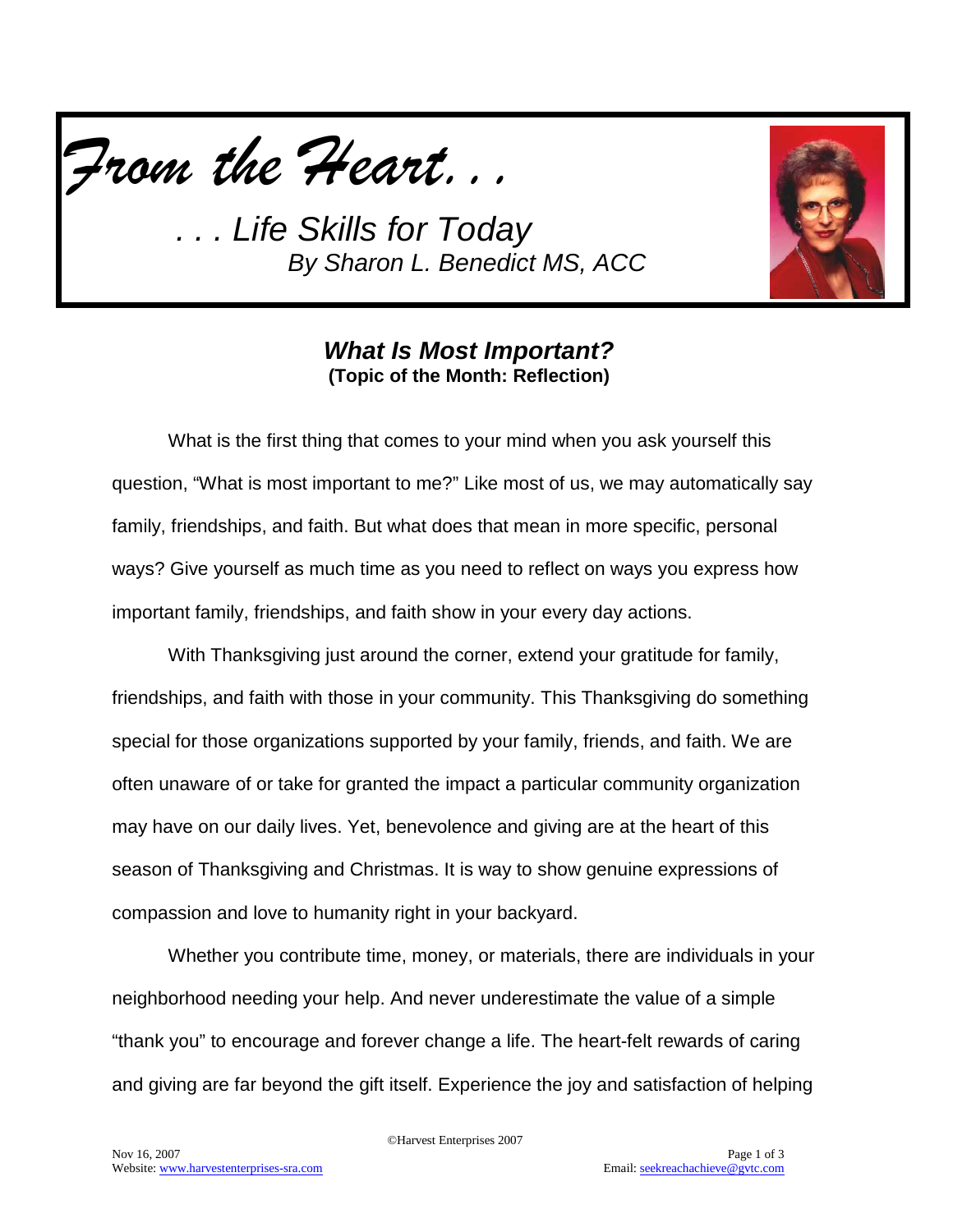*From the Heart. . .*

*. . . Life Skills for Today*

*By Sharon L. Benedict MS, ACC*

## *What Is Most Important?*

**(Topic of the Month: Reflection)**

What is the first thing that comes to your mind when you ask yourself this question, “What is most important to me?” Like most of us, we may automatically say family, friendships, and faith. But what does that mean in more specific, personal ways? Give yourself as much time as you need to reflect on ways you express how important family, friendships, and faith show in your every day actions.

With Thanksgiving just around the corner, extend your gratitude for family, friendships, and faith with those in your community. This Thanksgiving do something special for those organizations supported by your family, friends, and faith. We are often unaware of or take for granted the impact a particular community organization may have on our daily lives. Yet, benevolence and giving are at the heart of this season of Thanksgiving and Christmas. It is way to show genuine expressions of compassion and love to humanity right in your backyard.

Whether you contribute time, money, or materials, there are individuals in your neighborhood needing your help. And never underestimate the value of a simple “thank you” to encourage and forever change a life. The heart-felt rewards of caring and giving are far beyond the gift itself. Experience the joy and satisfaction of helping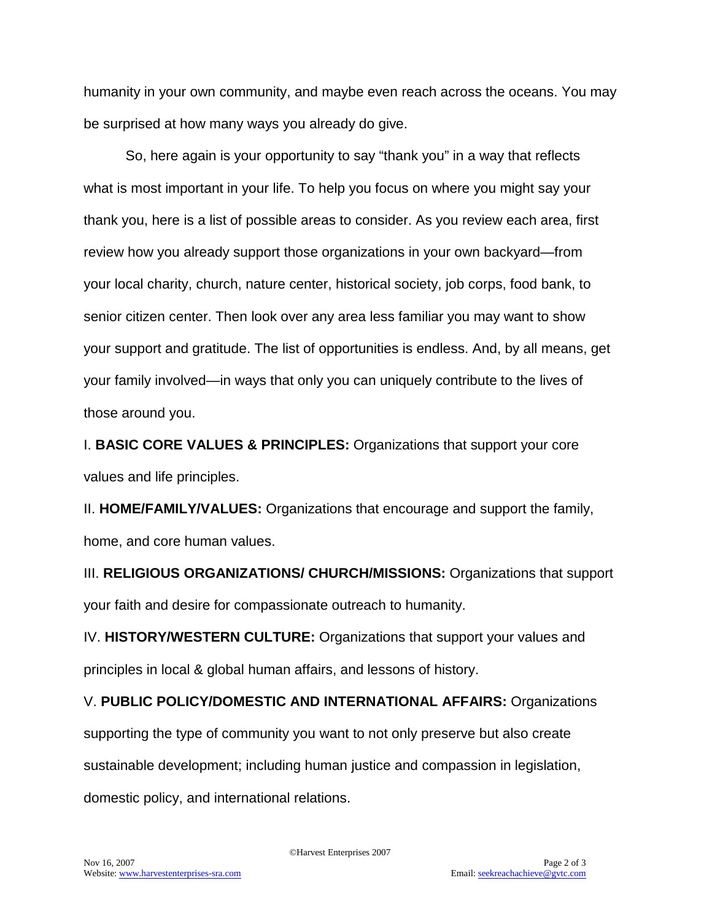humanity in your own community, and maybe even reach across the oceans. You may be surprised at how many ways you already do give.

So, here again is your opportunity to say "thank you" in a way that reflects what is most important in your life. To help you focus on where you might say your thank you, here is a list of possible areas to consider. As you review each area, first review how you already support those organizations in your own backyard—from your local charity, church, nature center, historical society, job corps, food bank, to senior citizen center. Then look over any area less familiar you may want to show your support and gratitude. The list of opportunities is endless. And, by all means, get your family involved—in ways that only you can uniquely contribute to the lives of those around you.

I. **BASIC CORE VALUES & PRINCIPLES:** Organizations that support your core values and life principles.

II. **HOME/FAMILY/VALUES:** Organizations that encourage and support the family, home, and core human values.

III. **RELIGIOUS ORGANIZATIONS/ CHURCH/MISSIONS:** Organizations that support your faith and desire for compassionate outreach to humanity.

IV. **HISTORY/WESTERN CULTURE:** Organizations that support your values and principles in local & global human affairs, and lessons of history.

V. **PUBLIC POLICY/DOMESTIC AND INTERNATIONAL AFFAIRS:** Organizations supporting the type of community you want to not only preserve but also create sustainable development; including human justice and compassion in legislation, domestic policy, and international relations.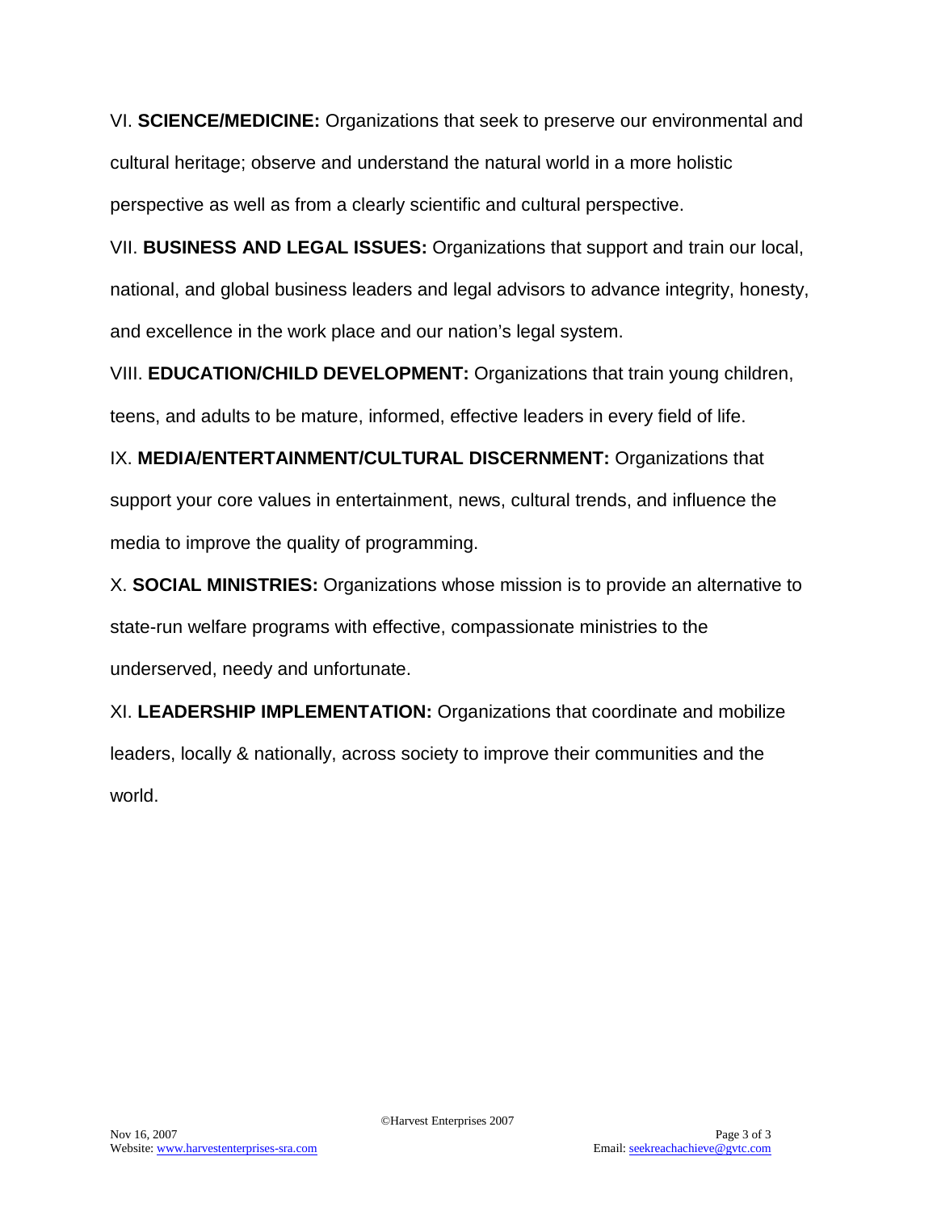VI. **SCIENCE/MEDICINE:** Organizations that seek to preserve our environmental and cultural heritage; observe and understand the natural world in a more holistic perspective as well as from a clearly scientific and cultural perspective.

VII. **BUSINESS AND LEGAL ISSUES:** Organizations that support and train our local, national, and global business leaders and legal advisors to advance integrity, honesty, and excellence in the work place and our nation's legal system.

VIII. **EDUCATION/CHILD DEVELOPMENT:** Organizations that train young children, teens, and adults to be mature, informed, effective leaders in every field of life.

IX. **MEDIA/ENTERTAINMENT/CULTURAL DISCERNMENT:** Organizations that support your core values in entertainment, news, cultural trends, and influence the media to improve the quality of programming.

X. **SOCIAL MINISTRIES:** Organizations whose mission is to provide an alternative to state-run welfare programs with effective, compassionate ministries to the underserved, needy and unfortunate.

XI. **LEADERSHIP IMPLEMENTATION:** Organizations that coordinate and mobilize leaders, locally & nationally, across society to improve their communities and the world.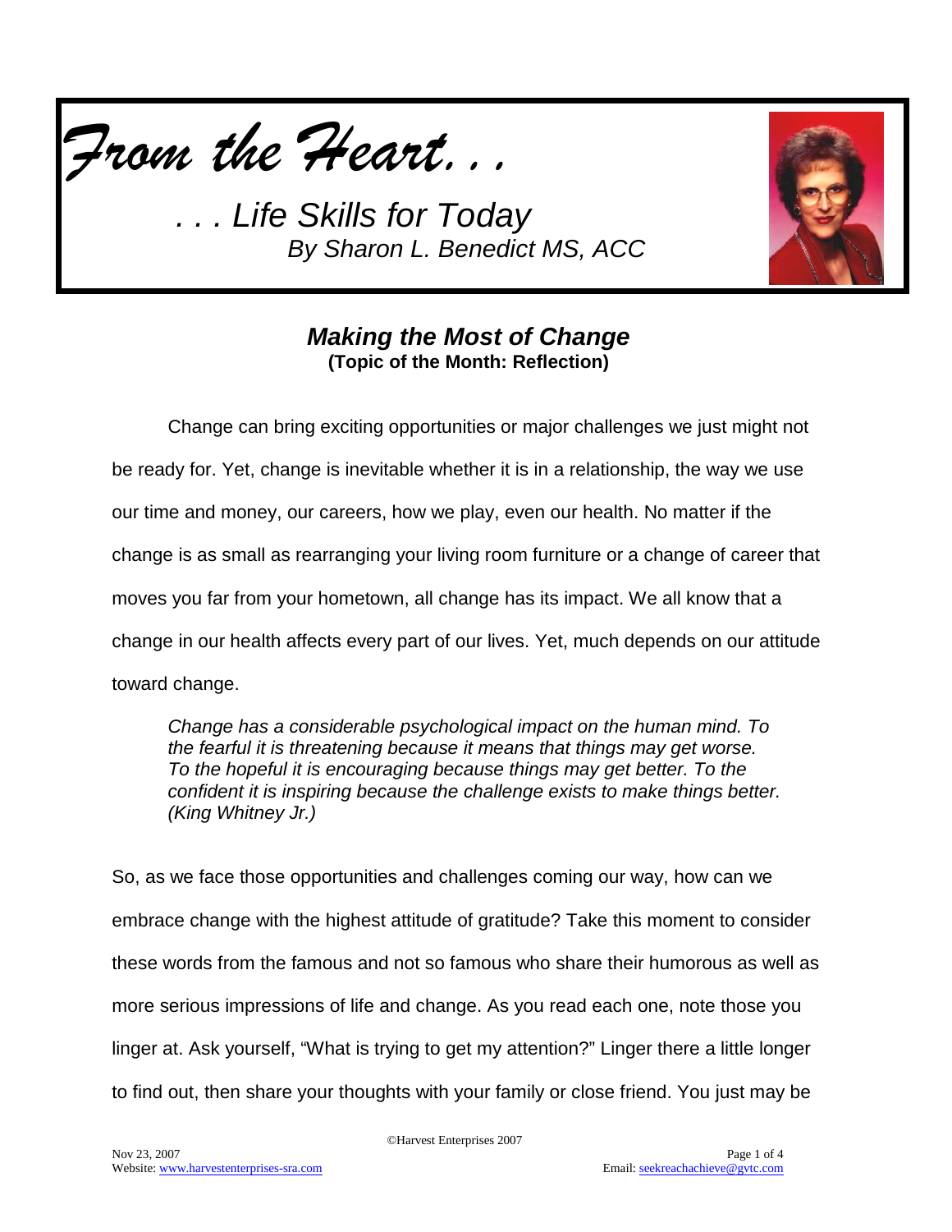*From the Heart. . .*

*. . . Life Skills for Today*
*By Sharon L. Benedict MS, ACC*

## ***Making the Most of Change***
**(Topic of the Month: Reflection)**

Change can bring exciting opportunities or major challenges we just might not be ready for. Yet, change is inevitable whether it is in a relationship, the way we use our time and money, our careers, how we play, even our health. No matter if the change is as small as rearranging your living room furniture or a change of career that moves you far from your hometown, all change has its impact. We all know that a change in our health affects every part of our lives. Yet, much depends on our attitude toward change.

> *Change has a considerable psychological impact on the human mind. To the fearful it is threatening because it means that things may get worse. To the hopeful it is encouraging because things may get better. To the confident it is inspiring because the challenge exists to make things better. (King Whitney Jr.)*

So, as we face those opportunities and challenges coming our way, how can we embrace change with the highest attitude of gratitude? Take this moment to consider these words from the famous and not so famous who share their humorous as well as more serious impressions of life and change. As you read each one, note those you linger at. Ask yourself, "What is trying to get my attention?" Linger there a little longer to find out, then share your thoughts with your family or close friend. You just may be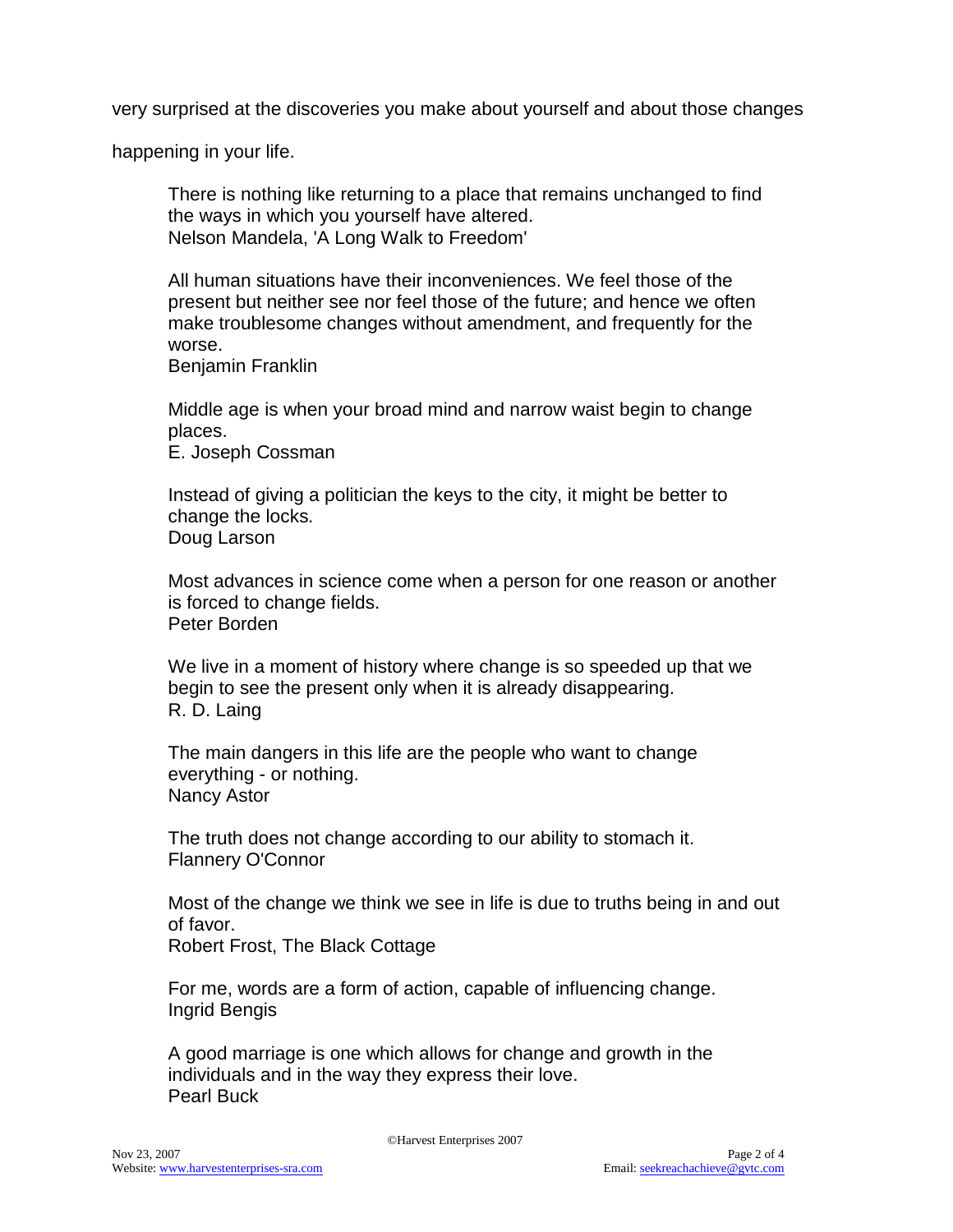very surprised at the discoveries you make about yourself and about those changes happening in your life.

> There is nothing like returning to a place that remains unchanged to find the ways in which you yourself have altered.
> Nelson Mandela, 'A Long Walk to Freedom'

> All human situations have their inconveniences. We feel those of the present but neither see nor feel those of the future; and hence we often make troublesome changes without amendment, and frequently for the worse.
> Benjamin Franklin

> Middle age is when your broad mind and narrow waist begin to change places.
> E. Joseph Cossman

> Instead of giving a politician the keys to the city, it might be better to change the locks.
> Doug Larson

> Most advances in science come when a person for one reason or another is forced to change fields.
> Peter Borden

> We live in a moment of history where change is so speeded up that we begin to see the present only when it is already disappearing.
> R. D. Laing

> The main dangers in this life are the people who want to change everything - or nothing.
> Nancy Astor

> The truth does not change according to our ability to stomach it.
> Flannery O'Connor

> Most of the change we think we see in life is due to truths being in and out of favor.
> Robert Frost, The Black Cottage

> For me, words are a form of action, capable of influencing change.
> Ingrid Bengis

> A good marriage is one which allows for change and growth in the individuals and in the way they express their love.
> Pearl Buck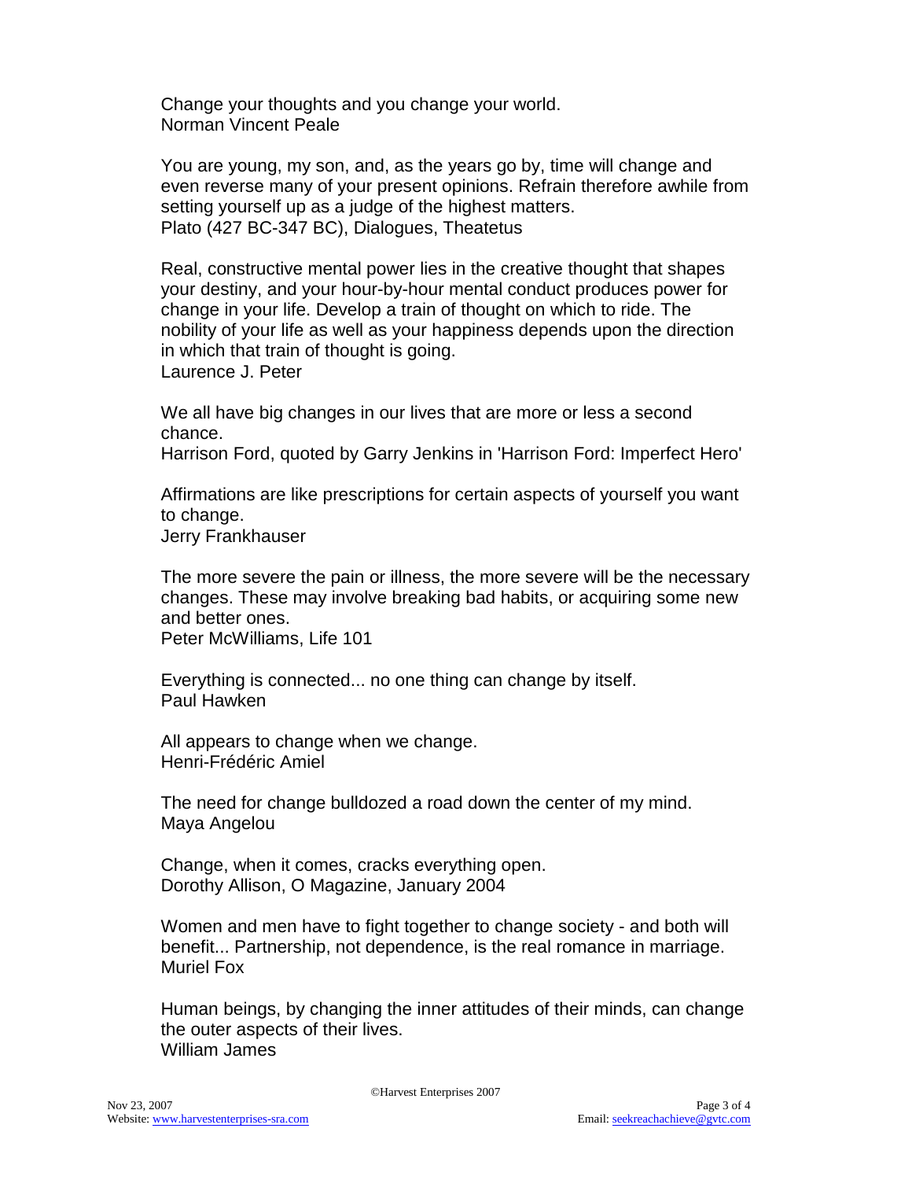Change your thoughts and you change your world.
Norman Vincent Peale

You are young, my son, and, as the years go by, time will change and even reverse many of your present opinions. Refrain therefore awhile from setting yourself up as a judge of the highest matters.
Plato (427 BC-347 BC), Dialogues, Theatetus

Real, constructive mental power lies in the creative thought that shapes your destiny, and your hour-by-hour mental conduct produces power for change in your life. Develop a train of thought on which to ride. The nobility of your life as well as your happiness depends upon the direction in which that train of thought is going.
Laurence J. Peter

We all have big changes in our lives that are more or less a second chance.
Harrison Ford, quoted by Garry Jenkins in 'Harrison Ford: Imperfect Hero'

Affirmations are like prescriptions for certain aspects of yourself you want to change.
Jerry Frankhauser

The more severe the pain or illness, the more severe will be the necessary changes. These may involve breaking bad habits, or acquiring some new and better ones.
Peter McWilliams, Life 101

Everything is connected... no one thing can change by itself.
Paul Hawken

All appears to change when we change.
Henri-Frédéric Amiel

The need for change bulldozed a road down the center of my mind.
Maya Angelou

Change, when it comes, cracks everything open.
Dorothy Allison, O Magazine, January 2004

Women and men have to fight together to change society - and both will benefit... Partnership, not dependence, is the real romance in marriage.
Muriel Fox

Human beings, by changing the inner attitudes of their minds, can change the outer aspects of their lives.
William James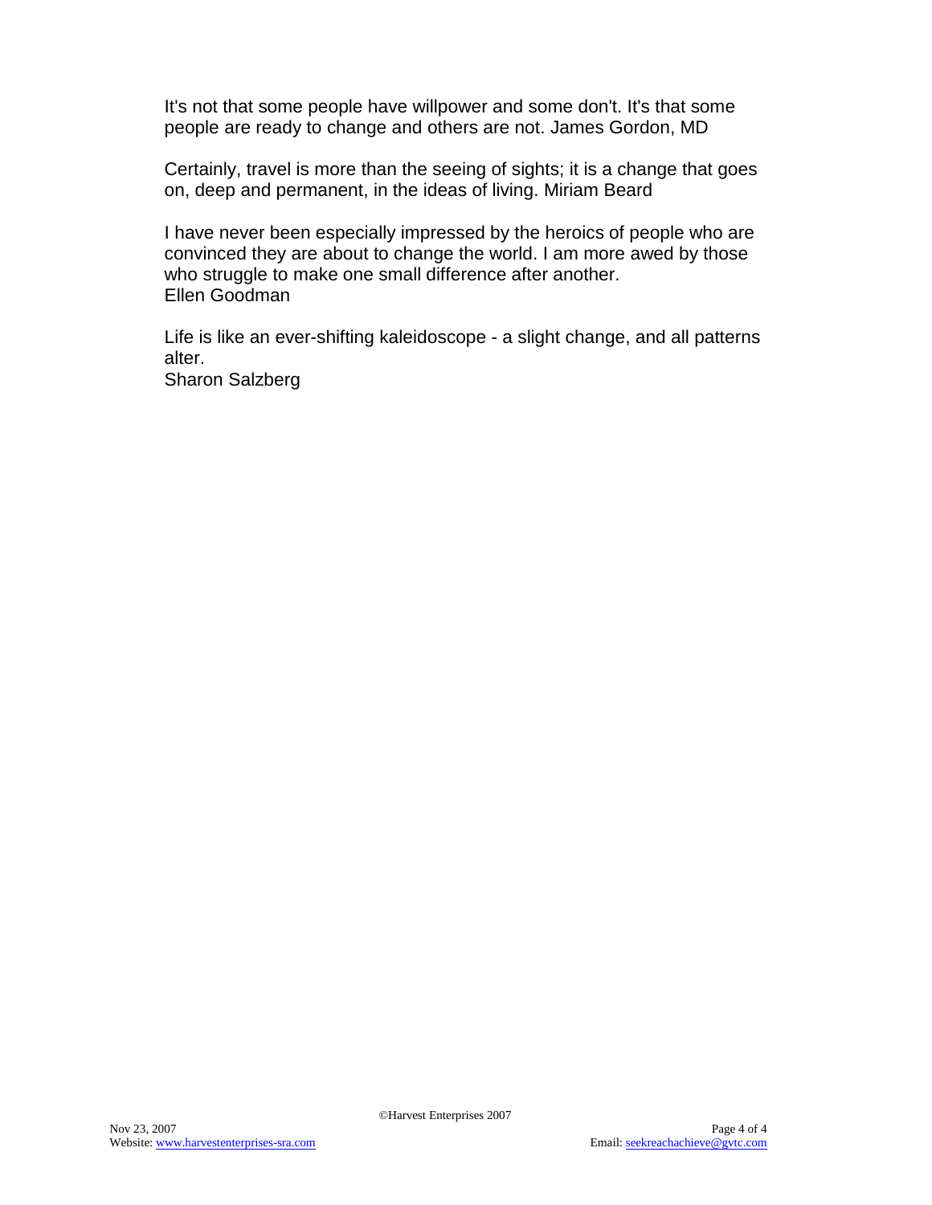It's not that some people have willpower and some don't. It's that some people are ready to change and others are not. James Gordon, MD

Certainly, travel is more than the seeing of sights; it is a change that goes on, deep and permanent, in the ideas of living. Miriam Beard

I have never been especially impressed by the heroics of people who are convinced they are about to change the world. I am more awed by those who struggle to make one small difference after another.
Ellen Goodman

Life is like an ever-shifting kaleidoscope - a slight change, and all patterns alter.
Sharon Salzberg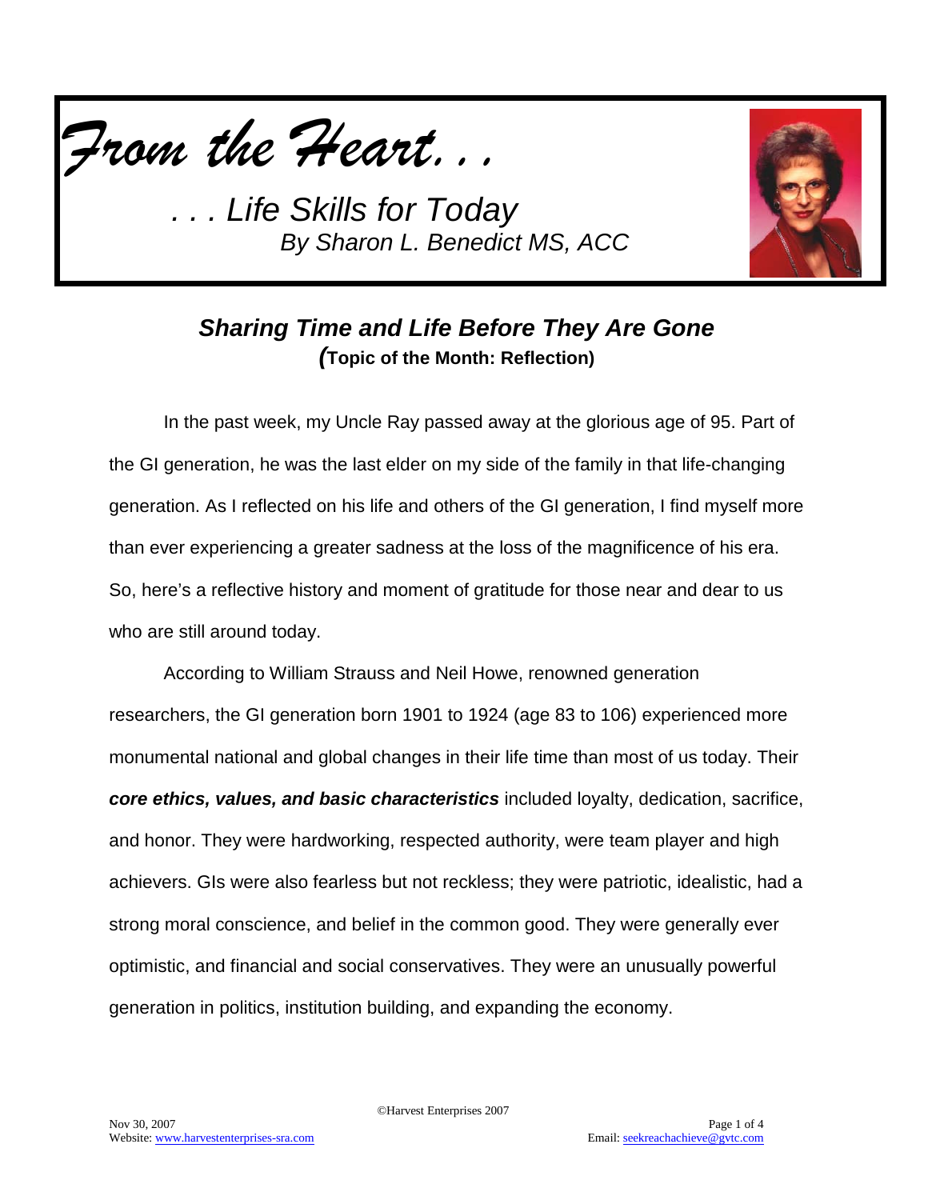*From the Heart. . .*

*. . . Life Skills for Today*
*By Sharon L. Benedict MS, ACC*

## *Sharing Time and Life Before They Are Gone*
**(Topic of the Month: Reflection)**

In the past week, my Uncle Ray passed away at the glorious age of 95. Part of the GI generation, he was the last elder on my side of the family in that life-changing generation. As I reflected on his life and others of the GI generation, I find myself more than ever experiencing a greater sadness at the loss of the magnificence of his era. So, here's a reflective history and moment of gratitude for those near and dear to us who are still around today.

According to William Strauss and Neil Howe, renowned generation researchers, the GI generation born 1901 to 1924 (age 83 to 106) experienced more monumental national and global changes in their life time than most of us today. Their ***core ethics, values, and basic characteristics*** included loyalty, dedication, sacrifice, and honor. They were hardworking, respected authority, were team player and high achievers. GIs were also fearless but not reckless; they were patriotic, idealistic, had a strong moral conscience, and belief in the common good. They were generally ever optimistic, and financial and social conservatives. They were an unusually powerful generation in politics, institution building, and expanding the economy.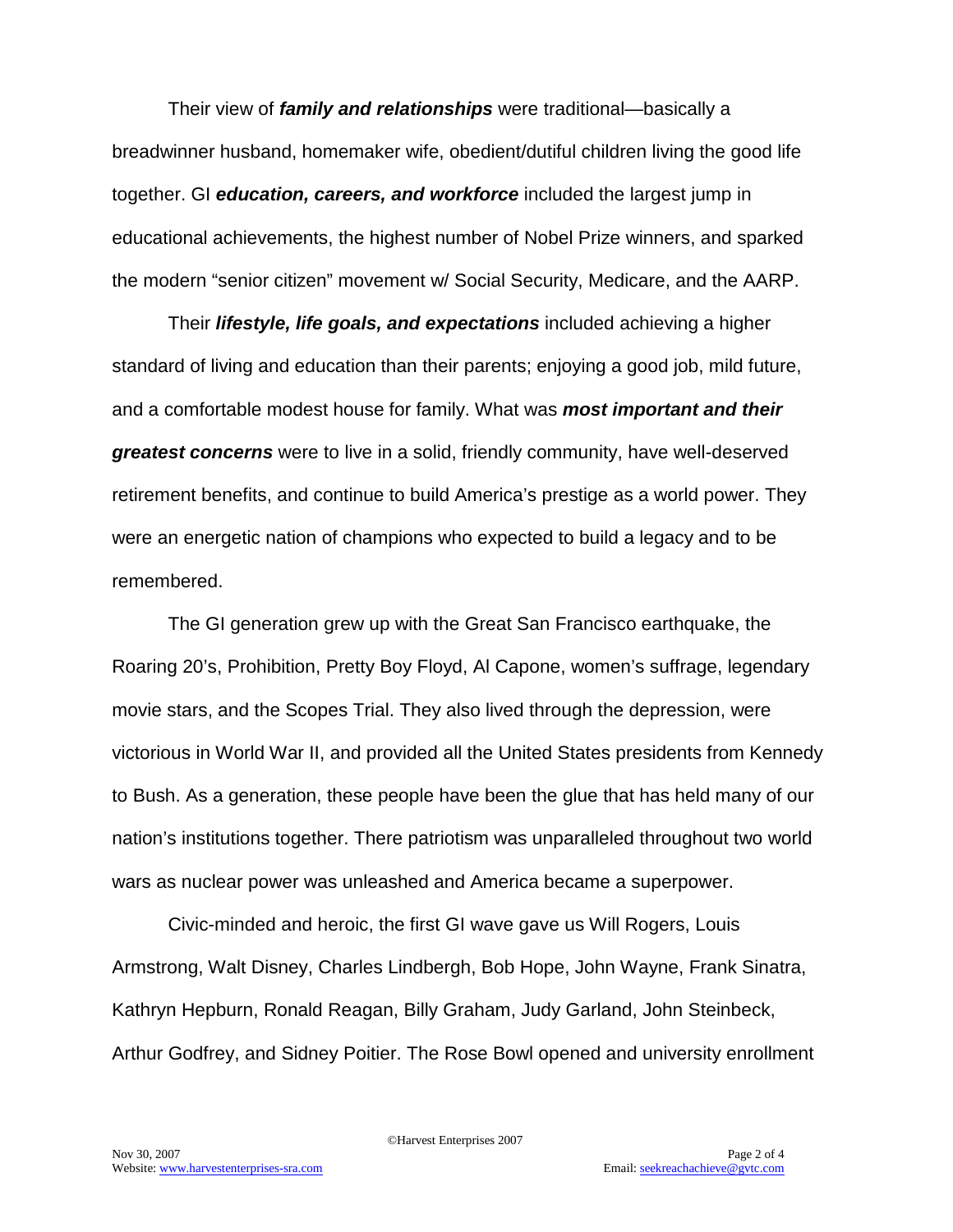Their view of ***family and relationships*** were traditional—basically a breadwinner husband, homemaker wife, obedient/dutiful children living the good life together. GI ***education, careers, and workforce*** included the largest jump in educational achievements, the highest number of Nobel Prize winners, and sparked the modern "senior citizen" movement w/ Social Security, Medicare, and the AARP.

Their ***lifestyle, life goals, and expectations*** included achieving a higher standard of living and education than their parents; enjoying a good job, mild future, and a comfortable modest house for family. What was ***most important and their greatest concerns*** were to live in a solid, friendly community, have well-deserved retirement benefits, and continue to build America's prestige as a world power. They were an energetic nation of champions who expected to build a legacy and to be remembered.

The GI generation grew up with the Great San Francisco earthquake, the Roaring 20's, Prohibition, Pretty Boy Floyd, Al Capone, women's suffrage, legendary movie stars, and the Scopes Trial. They also lived through the depression, were victorious in World War II, and provided all the United States presidents from Kennedy to Bush. As a generation, these people have been the glue that has held many of our nation's institutions together. There patriotism was unparalleled throughout two world wars as nuclear power was unleashed and America became a superpower.

Civic-minded and heroic, the first GI wave gave us Will Rogers, Louis Armstrong, Walt Disney, Charles Lindbergh, Bob Hope, John Wayne, Frank Sinatra, Kathryn Hepburn, Ronald Reagan, Billy Graham, Judy Garland, John Steinbeck, Arthur Godfrey, and Sidney Poitier. The Rose Bowl opened and university enrollment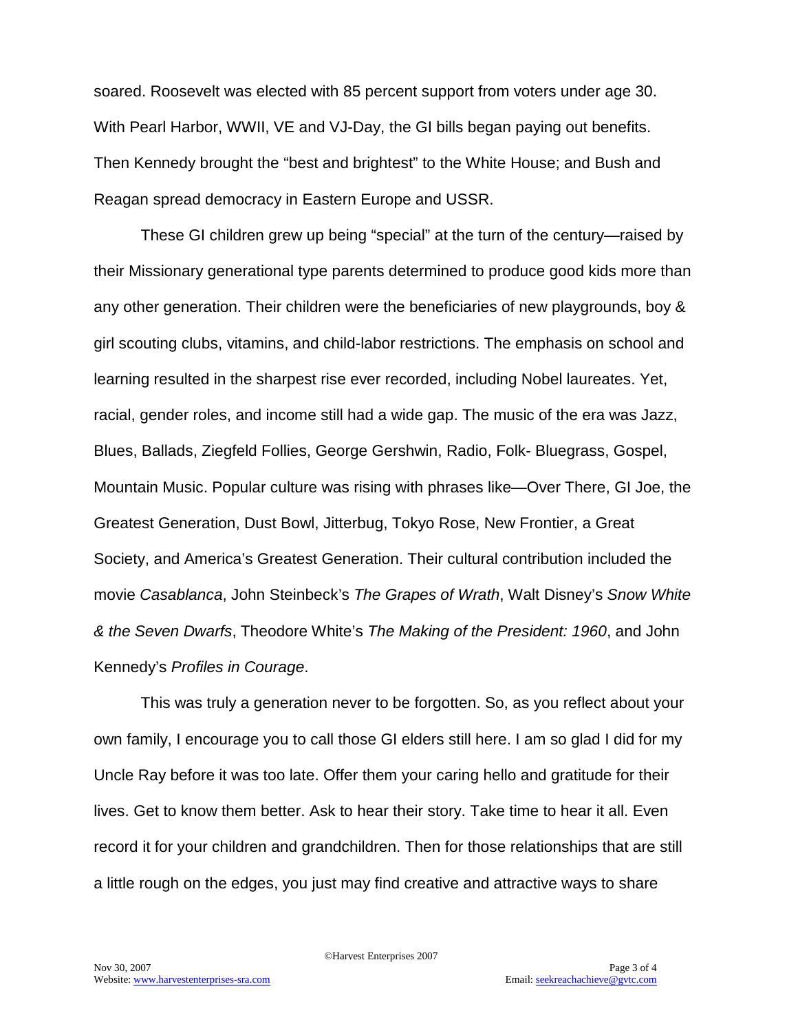soared. Roosevelt was elected with 85 percent support from voters under age 30. With Pearl Harbor, WWII, VE and VJ-Day, the GI bills began paying out benefits. Then Kennedy brought the "best and brightest" to the White House; and Bush and Reagan spread democracy in Eastern Europe and USSR.

These GI children grew up being "special" at the turn of the century—raised by their Missionary generational type parents determined to produce good kids more than any other generation. Their children were the beneficiaries of new playgrounds, boy & girl scouting clubs, vitamins, and child-labor restrictions. The emphasis on school and learning resulted in the sharpest rise ever recorded, including Nobel laureates. Yet, racial, gender roles, and income still had a wide gap. The music of the era was Jazz, Blues, Ballads, Ziegfeld Follies, George Gershwin, Radio, Folk- Bluegrass, Gospel, Mountain Music. Popular culture was rising with phrases like—Over There, GI Joe, the Greatest Generation, Dust Bowl, Jitterbug, Tokyo Rose, New Frontier, a Great Society, and America's Greatest Generation. Their cultural contribution included the movie *Casablanca*, John Steinbeck's *The Grapes of Wrath*, Walt Disney's *Snow White & the Seven Dwarfs*, Theodore White's *The Making of the President: 1960*, and John Kennedy's *Profiles in Courage*.

This was truly a generation never to be forgotten. So, as you reflect about your own family, I encourage you to call those GI elders still here. I am so glad I did for my Uncle Ray before it was too late. Offer them your caring hello and gratitude for their lives. Get to know them better. Ask to hear their story. Take time to hear it all. Even record it for your children and grandchildren. Then for those relationships that are still a little rough on the edges, you just may find creative and attractive ways to share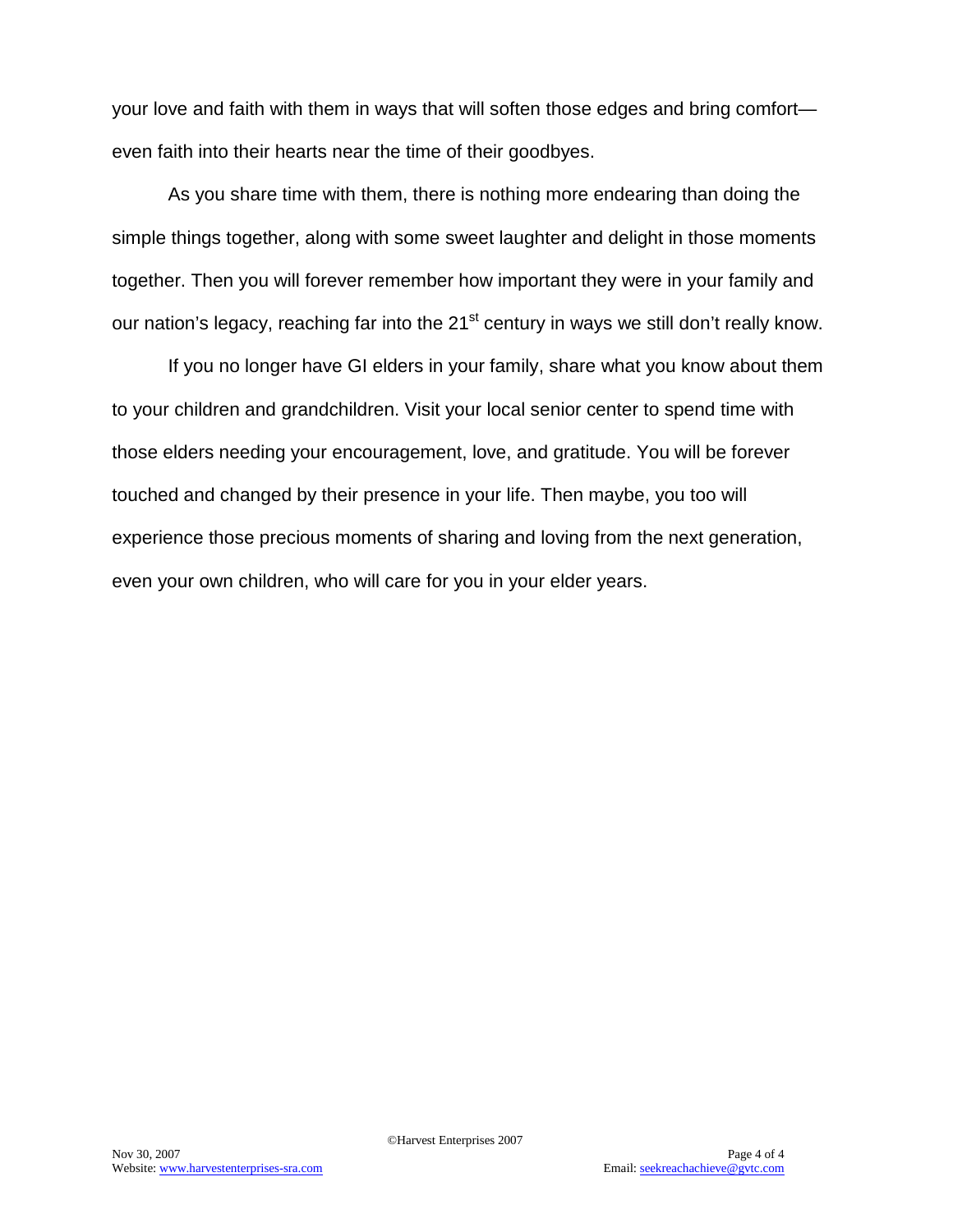your love and faith with them in ways that will soften those edges and bring comfort—even faith into their hearts near the time of their goodbyes.

As you share time with them, there is nothing more endearing than doing the simple things together, along with some sweet laughter and delight in those moments together. Then you will forever remember how important they were in your family and our nation's legacy, reaching far into the 21st century in ways we still don't really know.

If you no longer have GI elders in your family, share what you know about them to your children and grandchildren. Visit your local senior center to spend time with those elders needing your encouragement, love, and gratitude. You will be forever touched and changed by their presence in your life. Then maybe, you too will experience those precious moments of sharing and loving from the next generation, even your own children, who will care for you in your elder years.